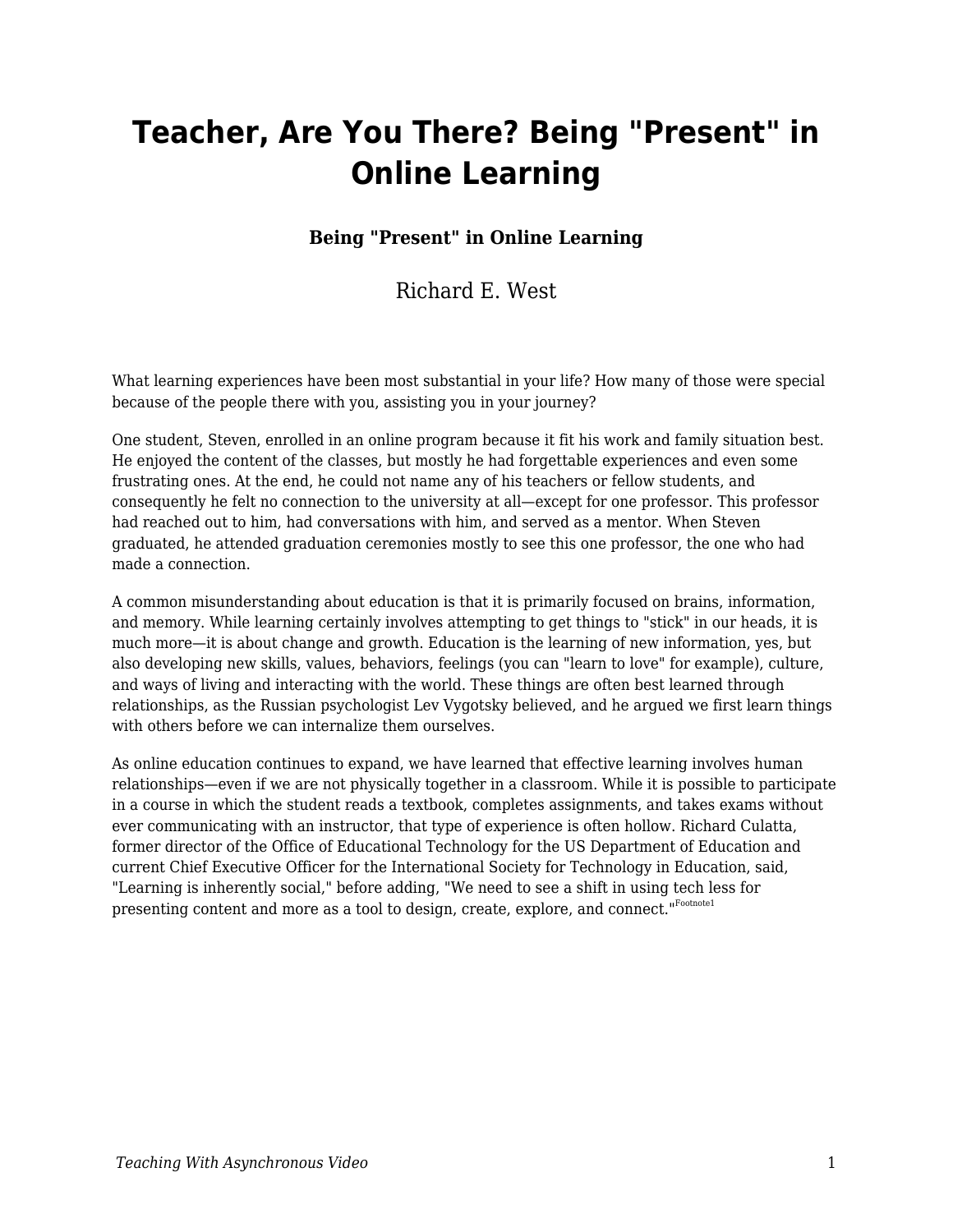# Teacher, Are You There? Being "Present" in Online Learning

**Being "Present" in Online Learning**

Richard E. West

What learning experiences have been most substantial in your life? How many of those were special because of the people there with you, assisting you in your journey?

One student, Steven, enrolled in an online program because it fit his work and family situation best. He enjoyed the content of the classes, but mostly he had forgettable experiences and even some frustrating ones. At the end, he could not name any of his teachers or fellow students, and consequently he felt no connection to the university at all—except for one professor. This professor had reached out to him, had conversations with him, and served as a mentor. When Steven graduated, he attended graduation ceremonies mostly to see this one professor, the one who had made a connection.

A common misunderstanding about education is that it is primarily focused on brains, information, and memory. While learning certainly involves attempting to get things to "stick" in our heads, it is much more—it is about change and growth. Education is the learning of new information, yes, but also developing new skills, values, behaviors, feelings (you can "learn to love" for example), culture, and ways of living and interacting with the world. These things are often best learned through relationships, as the Russian psychologist Lev Vygotsky believed, and he argued we first learn things with others before we can internalize them ourselves.

As online education continues to expand, we have learned that effective learning involves human relationships—even if we are not physically together in a classroom. While it is possible to participate in a course in which the student reads a textbook, completes assignments, and takes exams without ever communicating with an instructor, that type of experience is often hollow. Richard Culatta, former director of the Office of Educational Technology for the US Department of Education and current Chief Executive Officer for the International Society for Technology in Education, said, "Learning is inherently social," before adding, "We need to see a shift in using tech less for presenting content and more as a tool to design, create, explore, and connect."[Footnote1]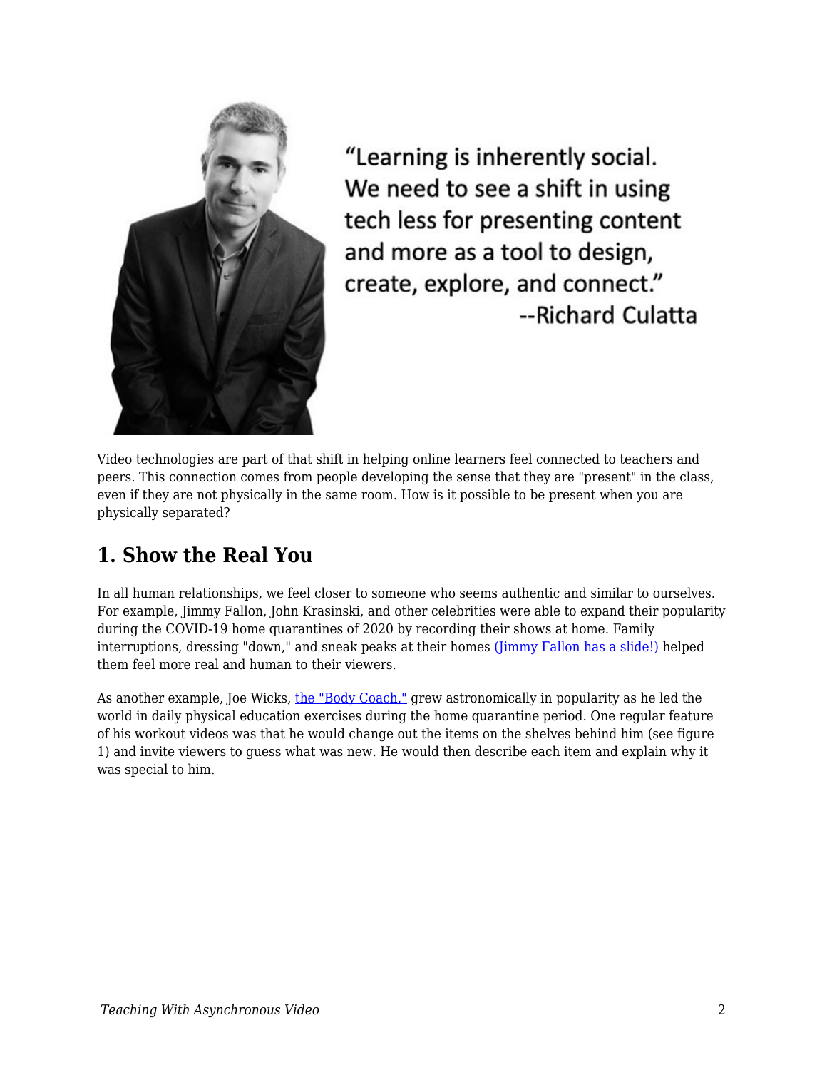"Learning is inherently social. We need to see a shift in using tech less for presenting content and more as a tool to design, create, explore, and connect."
--Richard Culatta

Video technologies are part of that shift in helping online learners feel connected to teachers and peers. This connection comes from people developing the sense that they are "present" in the class, even if they are not physically in the same room. How is it possible to be present when you are physically separated?

## 1. Show the Real You

In all human relationships, we feel closer to someone who seems authentic and similar to ourselves. For example, Jimmy Fallon, John Krasinski, and other celebrities were able to expand their popularity during the COVID-19 home quarantines of 2020 by recording their shows at home. Family interruptions, dressing "down," and sneak peaks at their homes (Jimmy Fallon has a slide!) helped them feel more real and human to their viewers.

As another example, Joe Wicks, the "Body Coach," grew astronomically in popularity as he led the world in daily physical education exercises during the home quarantine period. One regular feature of his workout videos was that he would change out the items on the shelves behind him (see figure 1) and invite viewers to guess what was new. He would then describe each item and explain why it was special to him.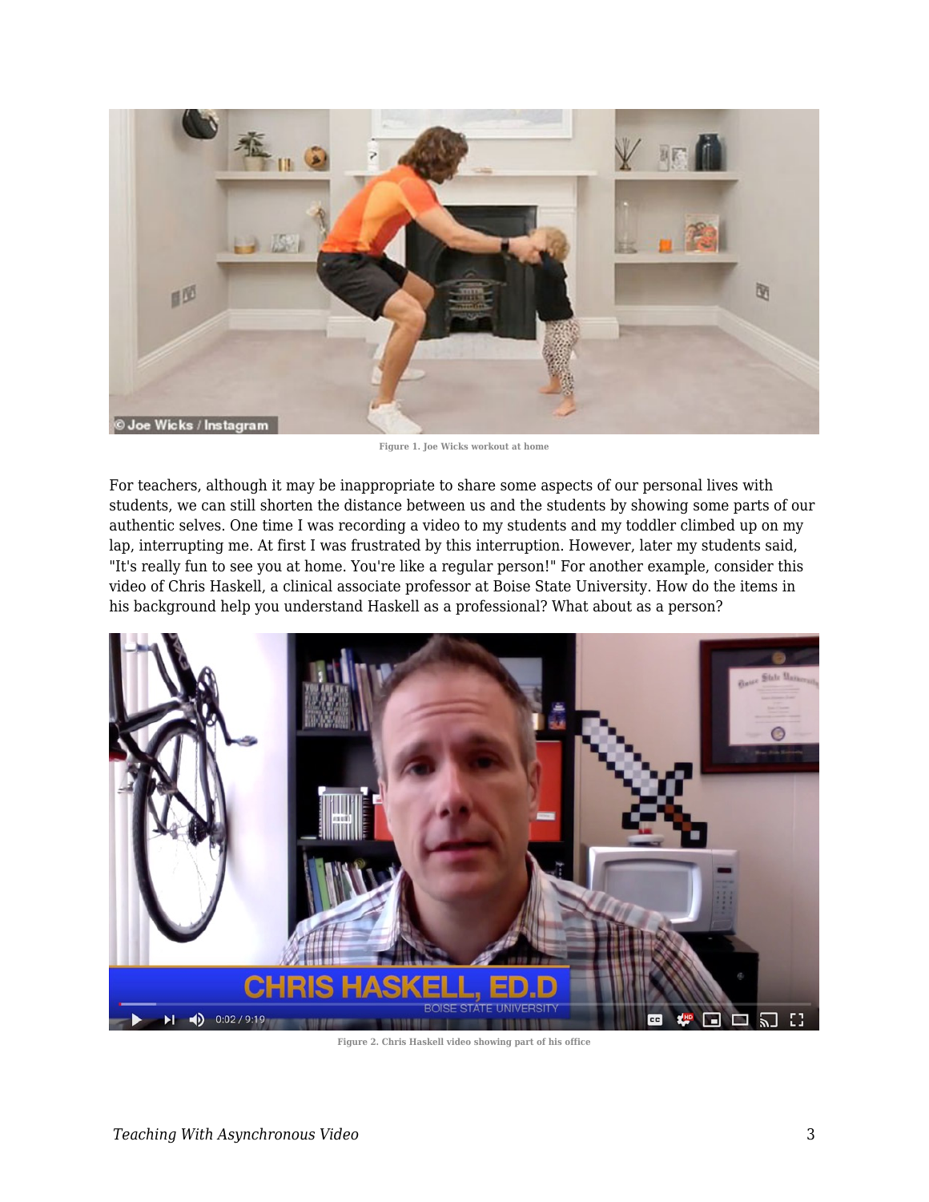Figure 1. Joe Wicks workout at home

For teachers, although it may be inappropriate to share some aspects of our personal lives with students, we can still shorten the distance between us and the students by showing some parts of our authentic selves. One time I was recording a video to my students and my toddler climbed up on my lap, interrupting me. At first I was frustrated by this interruption. However, later my students said, "It's really fun to see you at home. You're like a regular person!" For another example, consider this video of Chris Haskell, a clinical associate professor at Boise State University. How do the items in his background help you understand Haskell as a professional? What about as a person?

Figure 2. Chris Haskell video showing part of his office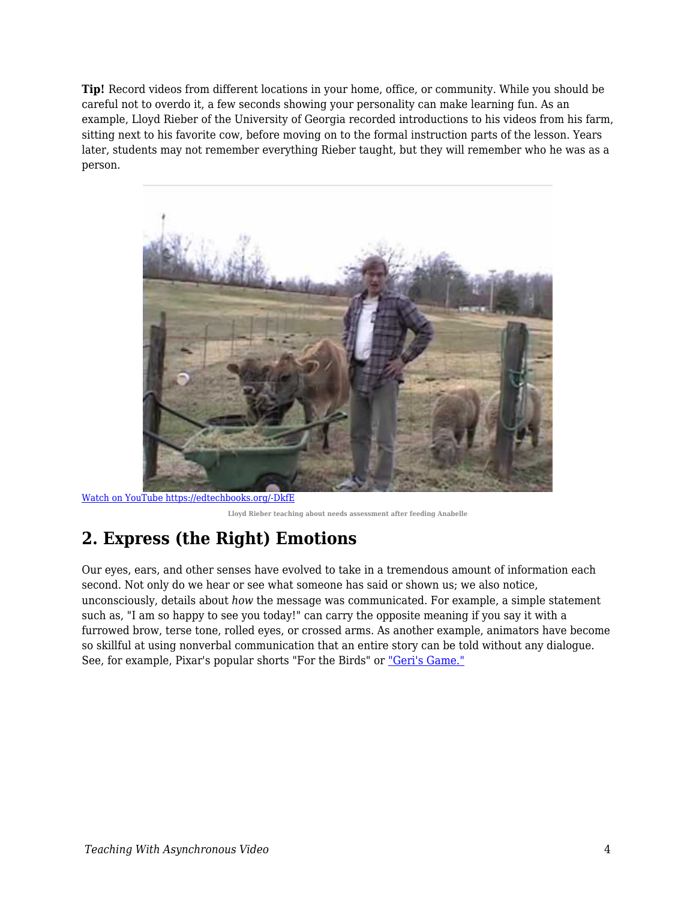**Tip!** Record videos from different locations in your home, office, or community. While you should be careful not to overdo it, a few seconds showing your personality can make learning fun. As an example, Lloyd Rieber of the University of Georgia recorded introductions to his videos from his farm, sitting next to his favorite cow, before moving on to the formal instruction parts of the lesson. Years later, students may not remember everything Rieber taught, but they will remember who he was as a person.

[Watch on YouTube https://edtechbooks.org/-DkfE](https://edtechbooks.org/-DkfE)

Lloyd Rieber teaching about needs assessment after feeding Anabelle

## 2. Express (the Right) Emotions

Our eyes, ears, and other senses have evolved to take in a tremendous amount of information each second. Not only do we hear or see what someone has said or shown us; we also notice, unconsciously, details about *how* the message was communicated. For example, a simple statement such as, "I am so happy to see you today!" can carry the opposite meaning if you say it with a furrowed brow, terse tone, rolled eyes, or crossed arms. As another example, animators have become so skillful at using nonverbal communication that an entire story can be told without any dialogue. See, for example, Pixar's popular shorts "For the Birds" or ["Geri's Game."]()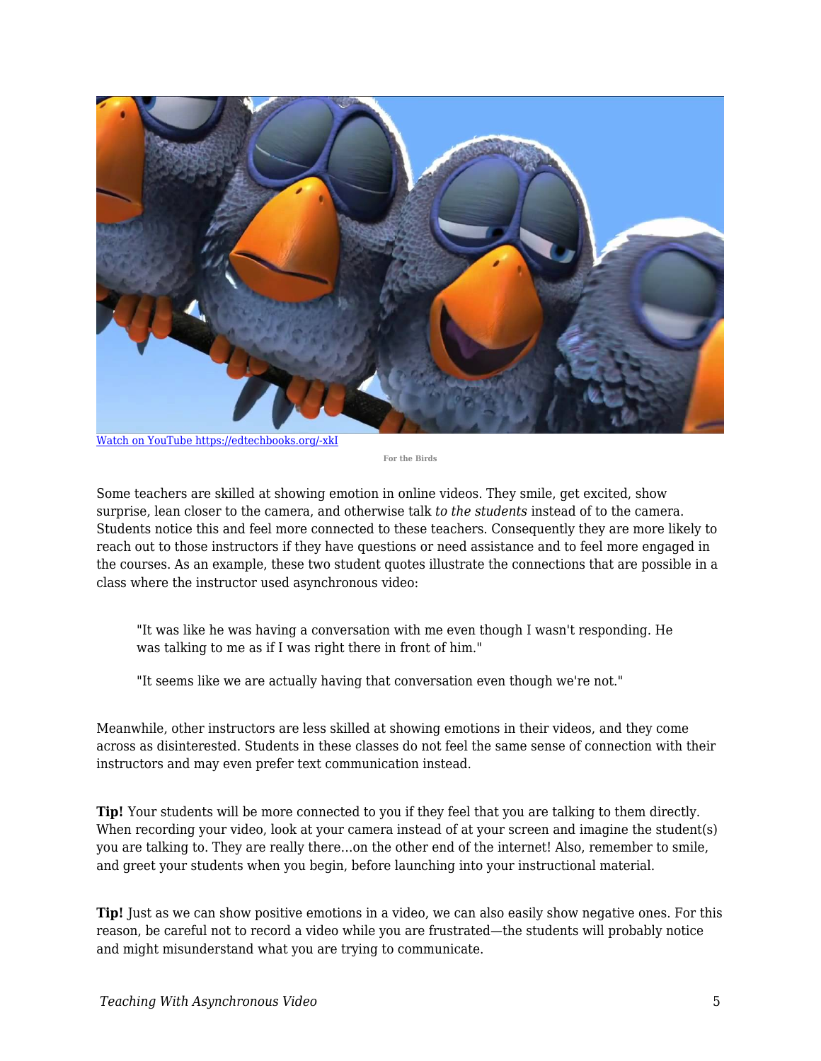[Watch on YouTube https://edtechbooks.org/-xkI](https://edtechbooks.org/-xkI)

For the Birds

Some teachers are skilled at showing emotion in online videos. They smile, get excited, show surprise, lean closer to the camera, and otherwise talk *to the students* instead of to the camera. Students notice this and feel more connected to these teachers. Consequently they are more likely to reach out to those instructors if they have questions or need assistance and to feel more engaged in the courses. As an example, these two student quotes illustrate the connections that are possible in a class where the instructor used asynchronous video:

> "It was like he was having a conversation with me even though I wasn't responding. He was talking to me as if I was right there in front of him."
>
> "It seems like we are actually having that conversation even though we're not."

Meanwhile, other instructors are less skilled at showing emotions in their videos, and they come across as disinterested. Students in these classes do not feel the same sense of connection with their instructors and may even prefer text communication instead.

**Tip!** Your students will be more connected to you if they feel that you are talking to them directly. When recording your video, look at your camera instead of at your screen and imagine the student(s) you are talking to. They are really there...on the other end of the internet! Also, remember to smile, and greet your students when you begin, before launching into your instructional material.

**Tip!** Just as we can show positive emotions in a video, we can also easily show negative ones. For this reason, be careful not to record a video while you are frustrated—the students will probably notice and might misunderstand what you are trying to communicate.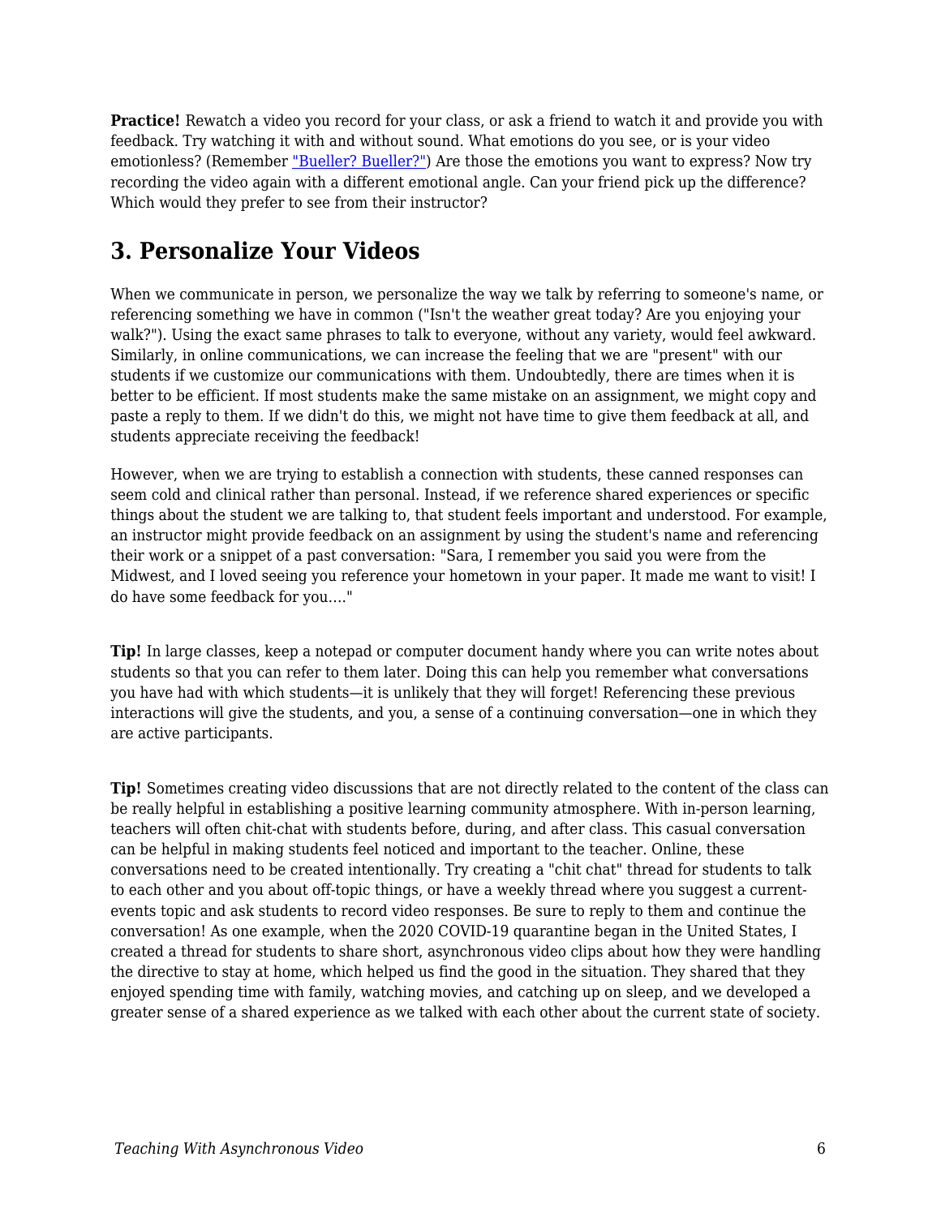**Practice!** Rewatch a video you record for your class, or ask a friend to watch it and provide you with feedback. Try watching it with and without sound. What emotions do you see, or is your video emotionless? (Remember "Bueller? Bueller?") Are those the emotions you want to express? Now try recording the video again with a different emotional angle. Can your friend pick up the difference? Which would they prefer to see from their instructor?

## 3. Personalize Your Videos

When we communicate in person, we personalize the way we talk by referring to someone's name, or referencing something we have in common ("Isn't the weather great today? Are you enjoying your walk?"). Using the exact same phrases to talk to everyone, without any variety, would feel awkward. Similarly, in online communications, we can increase the feeling that we are "present" with our students if we customize our communications with them. Undoubtedly, there are times when it is better to be efficient. If most students make the same mistake on an assignment, we might copy and paste a reply to them. If we didn't do this, we might not have time to give them feedback at all, and students appreciate receiving the feedback!

However, when we are trying to establish a connection with students, these canned responses can seem cold and clinical rather than personal. Instead, if we reference shared experiences or specific things about the student we are talking to, that student feels important and understood. For example, an instructor might provide feedback on an assignment by using the student's name and referencing their work or a snippet of a past conversation: "Sara, I remember you said you were from the Midwest, and I loved seeing you reference your hometown in your paper. It made me want to visit! I do have some feedback for you…."

**Tip!** In large classes, keep a notepad or computer document handy where you can write notes about students so that you can refer to them later. Doing this can help you remember what conversations you have had with which students—it is unlikely that they will forget! Referencing these previous interactions will give the students, and you, a sense of a continuing conversation—one in which they are active participants.

**Tip!** Sometimes creating video discussions that are not directly related to the content of the class can be really helpful in establishing a positive learning community atmosphere. With in-person learning, teachers will often chit-chat with students before, during, and after class. This casual conversation can be helpful in making students feel noticed and important to the teacher. Online, these conversations need to be created intentionally. Try creating a "chit chat" thread for students to talk to each other and you about off-topic things, or have a weekly thread where you suggest a current-events topic and ask students to record video responses. Be sure to reply to them and continue the conversation! As one example, when the 2020 COVID-19 quarantine began in the United States, I created a thread for students to share short, asynchronous video clips about how they were handling the directive to stay at home, which helped us find the good in the situation. They shared that they enjoyed spending time with family, watching movies, and catching up on sleep, and we developed a greater sense of a shared experience as we talked with each other about the current state of society.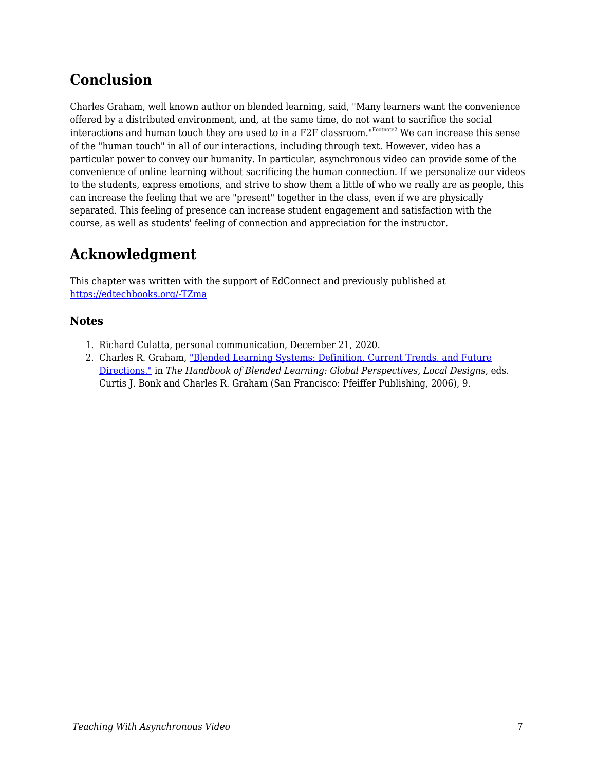## Conclusion

Charles Graham, well known author on blended learning, said, "Many learners want the convenience offered by a distributed environment, and, at the same time, do not want to sacrifice the social interactions and human touch they are used to in a F2F classroom."[Footnote2] We can increase this sense of the "human touch" in all of our interactions, including through text. However, video has a particular power to convey our humanity. In particular, asynchronous video can provide some of the convenience of online learning without sacrificing the human connection. If we personalize our videos to the students, express emotions, and strive to show them a little of who we really are as people, this can increase the feeling that we are "present" together in the class, even if we are physically separated. This feeling of presence can increase student engagement and satisfaction with the course, as well as students' feeling of connection and appreciation for the instructor.

## Acknowledgment

This chapter was written with the support of EdConnect and previously published at https://edtechbooks.org/-TZma

### Notes

1. Richard Culatta, personal communication, December 21, 2020.
2. Charles R. Graham, "Blended Learning Systems: Definition, Current Trends, and Future Directions," in *The Handbook of Blended Learning: Global Perspectives, Local Designs*, eds. Curtis J. Bonk and Charles R. Graham (San Francisco: Pfeiffer Publishing, 2006), 9.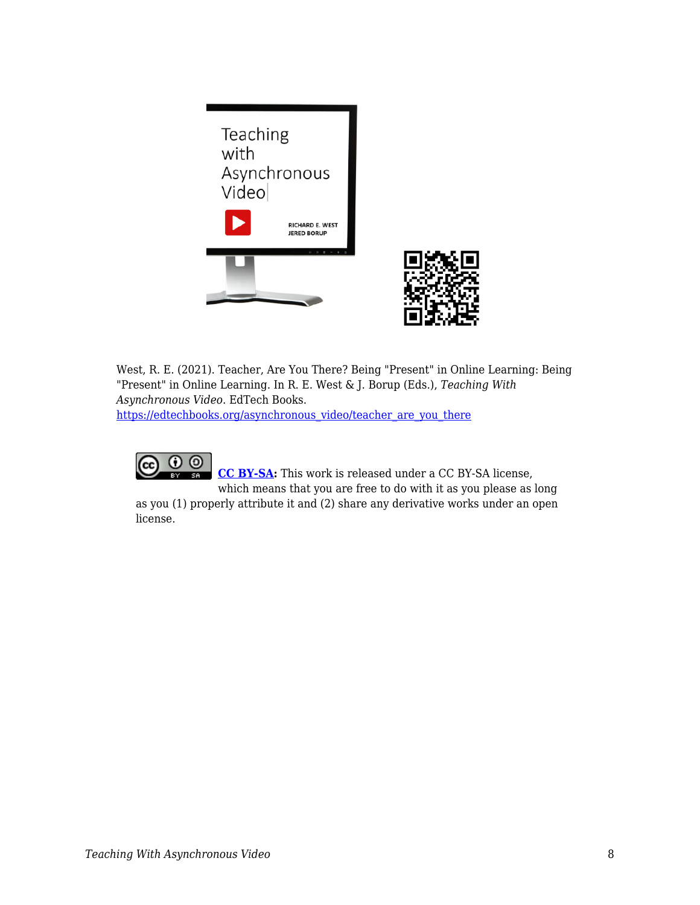West, R. E. (2021). Teacher, Are You There? Being "Present" in Online Learning: Being "Present" in Online Learning. In R. E. West & J. Borup (Eds.), *Teaching With Asynchronous Video*. EdTech Books. https://edtechbooks.org/asynchronous_video/teacher_are_you_there

**[CC BY-SA](https://creativecommons.org/licenses/by-sa/4.0):** This work is released under a CC BY-SA license, which means that you are free to do with it as you please as long as you (1) properly attribute it and (2) share any derivative works under an open license.